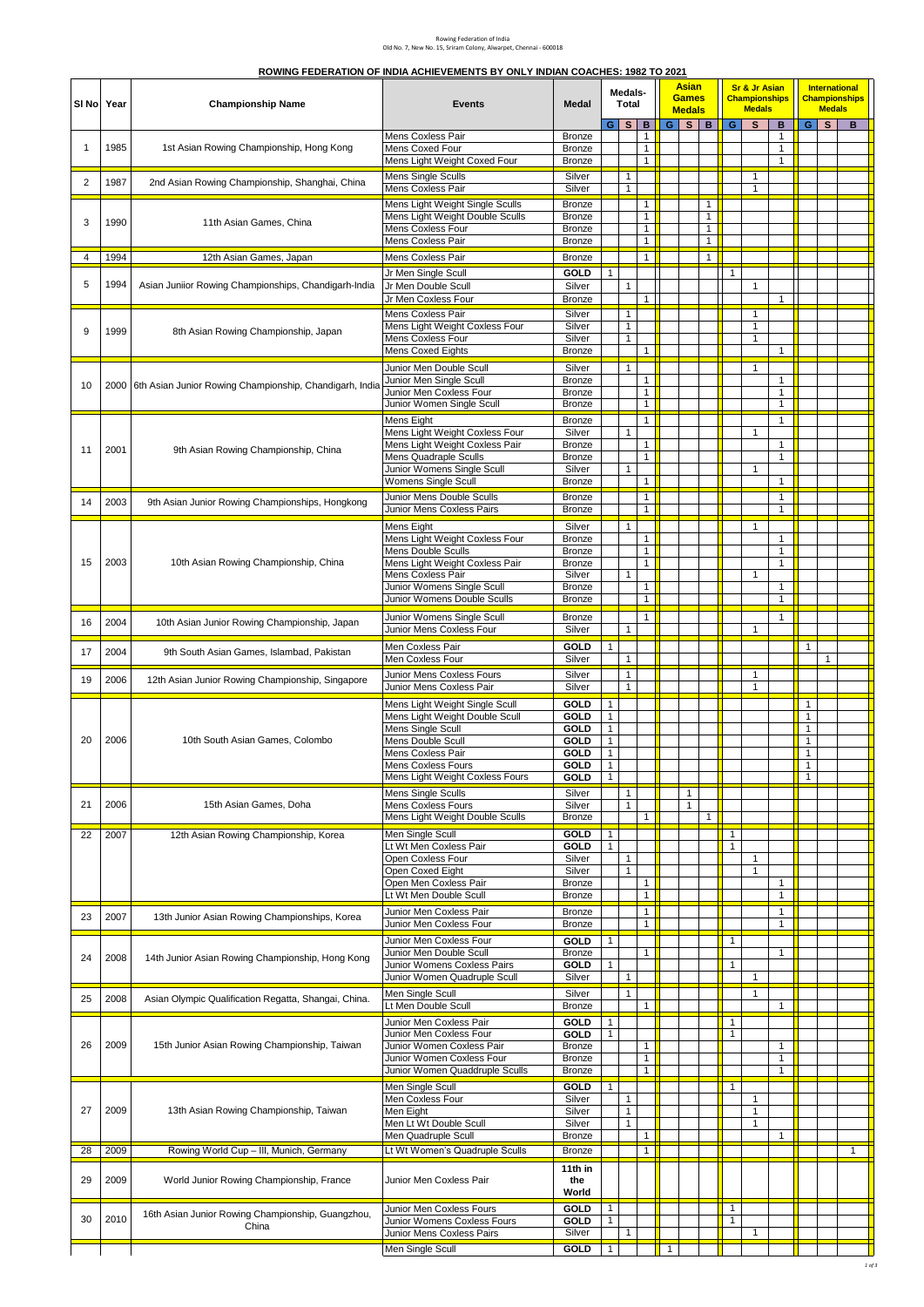Rowing Federation of India
Old No. 7, New No. 15, Sriram Colony, Alwarpet, Chennai - 600018

## ROWING FEDERATION OF INDIA ACHIEVEMENTS BY ONLY INDIAN COACHES: 1982 TO 2021

| Sl No | Year | Championship Name | Events | Medal | Medals-Total | | | Asian Games Medals | | | Sr & Jr Asian Championships Medals | | | International Championships Medals | | |
|---|---|---|---|---|---|---|---|---|---|---|---|---|---|---|---|---|
| | | | | | G | S | B | G | S | B | G | S | B | G | S | B |
| 1 | 1985 | 1st Asian Rowing Championship, Hong Kong | Mens Coxless Pair | Bronze | | | 1 | | | | | | 1 | | | |
| | | | Mens Coxed Four | Bronze | | | 1 | | | | | | 1 | | | |
| | | | Mens Light Weight Coxed Four | Bronze | | | 1 | | | | | | 1 | | | |
| 2 | 1987 | 2nd Asian Rowing Championship, Shanghai, China | Mens Single Sculls | Silver | | 1 | | | | | | 1 | | | | |
| | | | Mens Coxless Pair | Silver | | 1 | | | | | | 1 | | | | |
| 3 | 1990 | 11th Asian Games, China | Mens Light Weight Single Sculls | Bronze | | | 1 | | | 1 | | | | | | |
| | | | Mens Light Weight Double Sculls | Bronze | | | 1 | | | 1 | | | | | | |
| | | | Mens Coxless Four | Bronze | | | 1 | | | 1 | | | | | | |
| | | | Mens Coxless Pair | Bronze | | | 1 | | | 1 | | | | | | |
| 4 | 1994 | 12th Asian Games, Japan | Mens Coxless Pair | Bronze | | | 1 | | | 1 | | | | | | |
| 5 | 1994 | Asian Juniior Rowing Championships, Chandigarh-India | Jr Men Single Scull | GOLD | 1 | | | | | | 1 | | | | | |
| | | | Jr Men Double Scull | Silver | | 1 | | | | | | 1 | | | | |
| | | | Jr Men Coxless Four | Bronze | | | 1 | | | | | | 1 | | | |
| 9 | 1999 | 8th Asian Rowing Championship, Japan | Mens Coxless Pair | Silver | | 1 | | | | | | 1 | | | | |
| | | | Mens Light Weight Coxless Four | Silver | | 1 | | | | | | 1 | | | | |
| | | | Mens Coxless Four | Silver | | 1 | | | | | | 1 | | | | |
| | | | Mens Coxed Eights | Bronze | | | 1 | | | | | | 1 | | | |
| 10 | 2000 | 6th Asian Junior Rowing Championship, Chandigarh, India | Junior Men Double Scull | Silver | | 1 | | | | | | 1 | | | | |
| | | | Junior Men Single Scull | Bronze | | | 1 | | | | | | 1 | | | |
| | | | Junior Men Coxless Four | Bronze | | | 1 | | | | | | 1 | | | |
| | | | Junior Women Single Scull | Bronze | | | 1 | | | | | | 1 | | | |
| 11 | 2001 | 9th Asian Rowing Championship, China | Mens Eight | Bronze | | | 1 | | | | | | 1 | | | |
| | | | Mens Light Weight Coxless Four | Silver | | 1 | | | | | | 1 | | | | |
| | | | Mens Light Weight Coxless Pair | Bronze | | | 1 | | | | | | 1 | | | |
| | | | Mens Quadraple Sculls | Bronze | | | 1 | | | | | | 1 | | | |
| | | | Junior Womens Single Scull | Silver | | 1 | | | | | | 1 | | | | |
| | | | Womens Single Scull | Bronze | | | 1 | | | | | | 1 | | | |
| 14 | 2003 | 9th Asian Junior Rowing Championships, Hongkong | Junior Mens Double Sculls | Bronze | | | 1 | | | | | | 1 | | | |
| | | | Junior Mens Coxless Pairs | Bronze | | | 1 | | | | | | 1 | | | |
| 15 | 2003 | 10th Asian Rowing Championship, China | Mens Eight | Silver | | 1 | | | | | | 1 | | | | |
| | | | Mens Light Weight Coxless Four | Bronze | | | 1 | | | | | | 1 | | | |
| | | | Mens Double Sculls | Bronze | | | 1 | | | | | | 1 | | | |
| | | | Mens Light Weight Coxless Pair | Bronze | | | 1 | | | | | | 1 | | | |
| | | | Mens Coxless Pair | Silver | | 1 | | | | | | 1 | | | | |
| | | | Junior Womens Single Scull | Bronze | | | 1 | | | | | | 1 | | | |
| | | | Junior Womens Double Sculls | Bronze | | | 1 | | | | | | 1 | | | |
| 16 | 2004 | 10th Asian Junior Rowing Championship, Japan | Junior Womens Single Scull | Bronze | | | 1 | | | | | | 1 | | | |
| | | | Junior Mens Coxless Four | Silver | | 1 | | | | | | 1 | | | | |
| 17 | 2004 | 9th South Asian Games, Islambad, Pakistan | Men Coxless Pair | GOLD | 1 | | | | | | | | | 1 | | |
| | | | Men Coxless Four | Silver | | 1 | | | | | | | | | 1 | |
| 19 | 2006 | 12th Asian Junior Rowing Championship, Singapore | Junior Mens Coxless Fours | Silver | | 1 | | | | | | 1 | | | | |
| | | | Junior Mens Coxless Pair | Silver | | 1 | | | | | | 1 | | | | |
| 20 | 2006 | 10th South Asian Games, Colombo | Mens Light Weight Single Scull | GOLD | 1 | | | | | | | | | 1 | | |
| | | | Mens Light Weight Double Scull | GOLD | 1 | | | | | | | | | 1 | | |
| | | | Mens Single Scull | GOLD | 1 | | | | | | | | | 1 | | |
| | | | Mens Double Scull | GOLD | 1 | | | | | | | | | 1 | | |
| | | | Mens Coxless Pair | GOLD | 1 | | | | | | | | | 1 | | |
| | | | Mens Coxless Fours | GOLD | 1 | | | | | | | | | 1 | | |
| | | | Mens Light Weight Coxless Fours | GOLD | 1 | | | | | | | | | 1 | | |
| 21 | 2006 | 15th Asian Games, Doha | Mens Single Sculls | Silver | | 1 | | | 1 | | | | | | | |
| | | | Mens Coxless Fours | Silver | | 1 | | | 1 | | | | | | | |
| | | | Mens Light Weight Double Sculls | Bronze | | | 1 | | | 1 | | | | | | |
| 22 | 2007 | 12th Asian Rowing Championship, Korea | Men Single Scull | GOLD | 1 | | | | | | 1 | | | | | |
| | | | Lt Wt Men Coxless Pair | GOLD | 1 | | | | | | 1 | | | | | |
| | | | Open Coxless Four | Silver | | 1 | | | | | | 1 | | | | |
| | | | Open Coxed Eight | Silver | | 1 | | | | | | 1 | | | | |
| | | | Open Men Coxless Pair | Bronze | | | 1 | | | | | | 1 | | | |
| | | | Lt Wt Men Double Scull | Bronze | | | 1 | | | | | | 1 | | | |
| 23 | 2007 | 13th Junior Asian Rowing Championships, Korea | Junior Men Coxless Pair | Bronze | | | 1 | | | | | | 1 | | | |
| | | | Junior Men Coxless Four | Bronze | | | 1 | | | | | | 1 | | | |
| 24 | 2008 | 14th Junior Asian Rowing Championship, Hong Kong | Junior Men Coxless Four | GOLD | 1 | | | | | | 1 | | | | | |
| | | | Junior Men Double Scull | Bronze | | | 1 | | | | | | 1 | | | |
| | | | Junior Womens Coxless Pairs | GOLD | 1 | | | | | | 1 | | | | | |
| | | | Junior Women Quadruple Scull | Silver | | 1 | | | | | | 1 | | | | |
| 25 | 2008 | Asian Olympic Qualification Regatta, Shangai, China. | Men Single Scull | Silver | | 1 | | | | | | 1 | | | | |
| | | | Lt Men Double Scull | Bronze | | | 1 | | | | | | 1 | | | |
| 26 | 2009 | 15th Junior Asian Rowing Championship, Taiwan | Junior Men Coxless Pair | GOLD | 1 | | | | | | 1 | | | | | |
| | | | Junior Men Coxless Four | GOLD | 1 | | | | | | 1 | | | | | |
| | | | Junior Women Coxless Pair | Bronze | | | 1 | | | | | | 1 | | | |
| | | | Junior Women Coxless Four | Bronze | | | 1 | | | | | | 1 | | | |
| | | | Junior Women Quaddruple Sculls | Bronze | | | 1 | | | | | | 1 | | | |
| 27 | 2009 | 13th Asian Rowing Championship, Taiwan | Men Single Scull | GOLD | 1 | | | | | | 1 | | | | | |
| | | | Men Coxless Four | Silver | | 1 | | | | | | 1 | | | | |
| | | | Men Eight | Silver | | 1 | | | | | | 1 | | | | |
| | | | Men Lt Wt Double Scull | Silver | | 1 | | | | | | 1 | | | | |
| | | | Men Quadruple Scull | Bronze | | | 1 | | | | | | 1 | | | |
| 28 | 2009 | Rowing World Cup – III, Munich, Germany | Lt Wt Women's Quadruple Sculls | Bronze | | | 1 | | | | | | | | | 1 |
| 29 | 2009 | World Junior Rowing Championship, France | Junior Men Coxless Pair | 11th in the World | | | | | | | | | | | | |
| 30 | 2010 | 16th Asian Junior Rowing Championship, Guangzhou, China | Junior Men Coxless Fours | GOLD | 1 | | | | | | 1 | | | | | |
| | | | Junior Womens Coxless Fours | GOLD | 1 | | | | | | 1 | | | | | |
| | | | Junior Mens Coxless Pairs | Silver | | 1 | | | | | | 1 | | | | |
| | | | Men Single Scull | GOLD | 1 | | | 1 | | | | | | | | |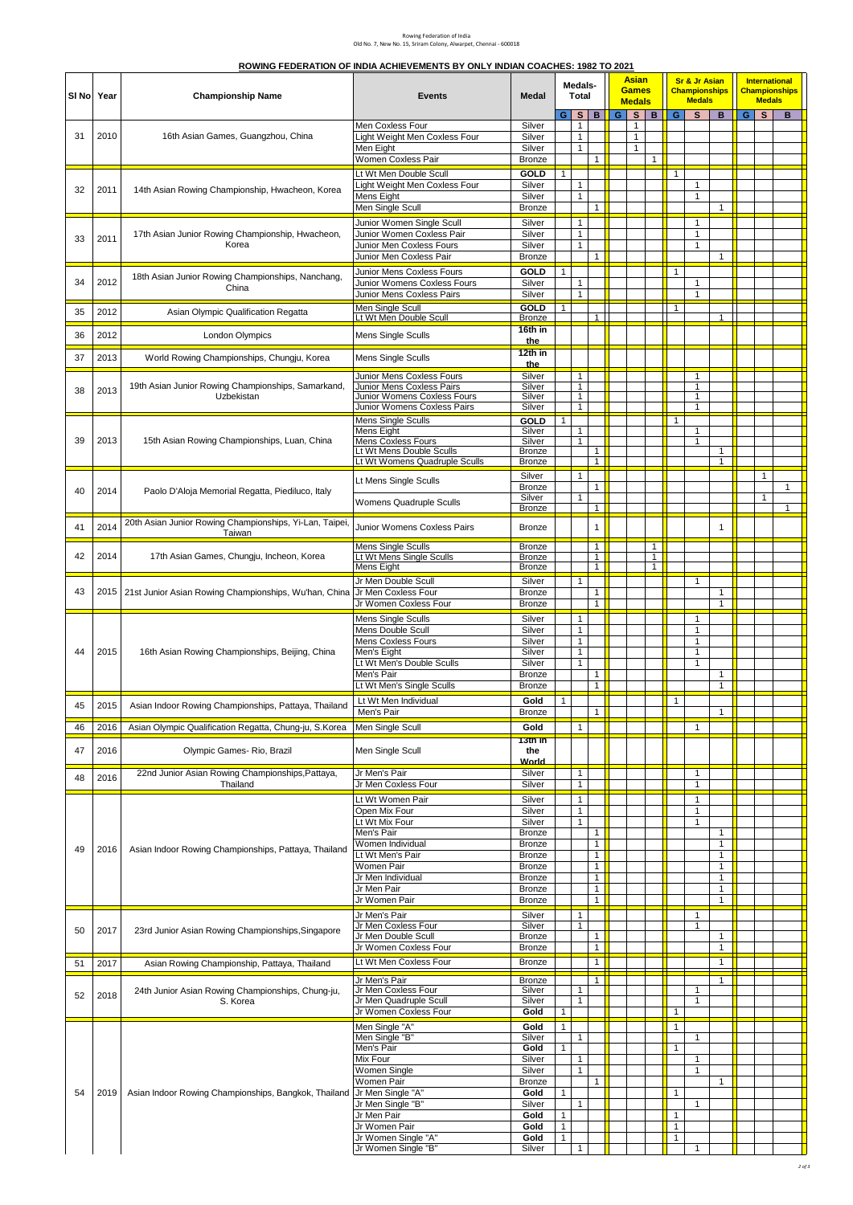Rowing Federation of India
Old No. 7, New No. 15, Sriram Colony, Alwarpet, Chennai - 600018

**ROWING FEDERATION OF INDIA ACHIEVEMENTS BY ONLY INDIAN COACHES: 1982 TO 2021**

| Sl No | Year | Championship Name | Events | Medal | Medals-Total | | | Asian Games Medals | | | Sr & Jr Asian Championships Medals | | | International Championships Medals | | |
|---|---|---|---|---|---|---|---|---|---|---|---|---|---|---|---|---|
| | | | | | G | S | B | G | S | B | G | S | B | G | S | B |
| 31 | 2010 | 16th Asian Games, Guangzhou, China | Men Coxless Four | Silver | | 1 | | | 1 | | | | | | | |
| | | | Light Weight Men Coxless Four | Silver | | 1 | | | 1 | | | | | | | |
| | | | Men Eight | Silver | | 1 | | | 1 | | | | | | | |
| | | | Women Coxless Pair | Bronze | | | 1 | | | 1 | | | | | | |
| 32 | 2011 | 14th Asian Rowing Championship, Hwacheon, Korea | Lt Wt Men Double Scull | GOLD | 1 | | | | | | 1 | | | | | |
| | | | Light Weight Men Coxless Four | Silver | | 1 | | | | | | 1 | | | | |
| | | | Mens Eight | Silver | | 1 | | | | | | 1 | | | | |
| | | | Men Single Scull | Bronze | | | 1 | | | | | | 1 | | | |
| 33 | 2011 | 17th Asian Junior Rowing Championship, Hwacheon, Korea | Junior Women Single Scull | Silver | | 1 | | | | | | 1 | | | | |
| | | | Junior Women Coxless Pair | Silver | | 1 | | | | | | 1 | | | | |
| | | | Junior Men Coxless Fours | Silver | | 1 | | | | | | 1 | | | | |
| | | | Junior Men Coxless Pair | Bronze | | | 1 | | | | | | 1 | | | |
| 34 | 2012 | 18th Asian Junior Rowing Championships, Nanchang, China | Junior Mens Coxless Fours | GOLD | 1 | | | | | | 1 | | | | | |
| | | | Junior Womens Coxless Fours | Silver | | 1 | | | | | | 1 | | | | |
| | | | Junior Womens Coxless Pairs | Silver | | 1 | | | | | | 1 | | | | |
| 35 | 2012 | Asian Olympic Qualification Regatta | Men Single Scull | GOLD | 1 | | | | | | 1 | | | | | |
| | | | Lt Wt Men Double Scull | Bronze | | | 1 | | | | | | 1 | | | |
| 36 | 2012 | London Olympics | Mens Single Sculls | 16th in the | | | | | | | | | | | | |
| 37 | 2013 | World Rowing Championships, Chungju, Korea | Mens Single Sculls | 12th in the | | | | | | | | | | | | |
| 38 | 2013 | 19th Asian Junior Rowing Championships, Samarkand, Uzbekistan | Junior Mens Coxless Fours | Silver | | 1 | | | | | | 1 | | | | |
| | | | Junior Mens Coxless Pairs | Silver | | 1 | | | | | | 1 | | | | |
| | | | Junior Womens Coxless Fours | Silver | | 1 | | | | | | 1 | | | | |
| | | | Junior Womens Coxless Pairs | Silver | | 1 | | | | | | 1 | | | | |
| 39 | 2013 | 15th Asian Rowing Championships, Luan, China | Mens Single Sculls | GOLD | 1 | | | | | | 1 | | | | | |
| | | | Mens Eight | Silver | | 1 | | | | | | 1 | | | | |
| | | | Mens Coxless Fours | Silver | | 1 | | | | | | 1 | | | | |
| | | | Lt Wt Mens Double Sculls | Bronze | | | 1 | | | | | | 1 | | | |
| | | | Lt Wt Womens Quadruple Sculls | Bronze | | | 1 | | | | | | 1 | | | |
| 40 | 2014 | Paolo D'Aloja Memorial Regatta, Piediluco, Italy | Lt Mens Single Sculls | Silver | | 1 | | | | | | | | | 1 | |
| | | | | Bronze | | | 1 | | | | | | | | | 1 |
| | | | Womens Quadruple Sculls | Silver | | 1 | | | | | | | | | 1 | |
| | | | | Bronze | | | 1 | | | | | | | | | 1 |
| 41 | 2014 | 20th Asian Junior Rowing Championships, Yi-Lan, Taipei, Taiwan | Junior Womens Coxless Pairs | Bronze | | | 1 | | | | | | 1 | | | |
| 42 | 2014 | 17th Asian Games, Chungju, Incheon, Korea | Mens Single Sculls | Bronze | | | 1 | | | 1 | | | | | | |
| | | | Lt Wt Mens Single Sculls | Bronze | | | 1 | | | 1 | | | | | | |
| | | | Mens Eight | Bronze | | | 1 | | | 1 | | | | | | |
| 43 | 2015 | 21st Junior Asian Rowing Championships, Wu'han, China | Jr Men Double Scull | Silver | | 1 | | | | | | 1 | | | | |
| | | | Jr Men Coxless Four | Bronze | | | 1 | | | | | | 1 | | | |
| | | | Jr Women Coxless Four | Bronze | | | 1 | | | | | | 1 | | | |
| 44 | 2015 | 16th Asian Rowing Championships, Beijing, China | Mens Single Sculls | Silver | | 1 | | | | | | 1 | | | | |
| | | | Mens Double Scull | Silver | | 1 | | | | | | 1 | | | | |
| | | | Mens Coxless Fours | Silver | | 1 | | | | | | 1 | | | | |
| | | | Men's Eight | Silver | | 1 | | | | | | 1 | | | | |
| | | | Lt Wt Men's Double Sculls | Silver | | 1 | | | | | | 1 | | | | |
| | | | Men's Pair | Bronze | | | 1 | | | | | | 1 | | | |
| | | | Lt Wt Men's Single Sculls | Bronze | | | 1 | | | | | | 1 | | | |
| 45 | 2015 | Asian Indoor Rowing Championships, Pattaya, Thailand | Lt Wt Men Individual | Gold | 1 | | | | | | 1 | | | | | |
| | | | Men's Pair | Bronze | | | 1 | | | | | | 1 | | | |
| 46 | 2016 | Asian Olympic Qualification Regatta, Chung-ju, S.Korea | Men Single Scull | Gold | | 1 | | | | | | 1 | | | | |
| 47 | 2016 | Olympic Games- Rio, Brazil | Men Single Scull | 13th in the World | | | | | | | | | | | | |
| 48 | 2016 | 22nd Junior Asian Rowing Championships,Pattaya, Thailand | Jr Men's Pair | Silver | | 1 | | | | | | 1 | | | | |
| | | | Jr Men Coxless Four | Silver | | 1 | | | | | | 1 | | | | |
| 49 | 2016 | Asian Indoor Rowing Championships, Pattaya, Thailand | Lt Wt Women Pair | Silver | | 1 | | | | | | 1 | | | | |
| | | | Open Mix Four | Silver | | 1 | | | | | | 1 | | | | |
| | | | Lt Wt Mix Four | Silver | | 1 | | | | | | 1 | | | | |
| | | | Men's Pair | Bronze | | | 1 | | | | | | 1 | | | |
| | | | Women Individual | Bronze | | | 1 | | | | | | 1 | | | |
| | | | Lt Wt Men's Pair | Bronze | | | 1 | | | | | | 1 | | | |
| | | | Women Pair | Bronze | | | 1 | | | | | | 1 | | | |
| | | | Jr Men Individual | Bronze | | | 1 | | | | | | 1 | | | |
| | | | Jr Men Pair | Bronze | | | 1 | | | | | | 1 | | | |
| | | | Jr Women Pair | Bronze | | | 1 | | | | | | 1 | | | |
| 50 | 2017 | 23rd Junior Asian Rowing Championships,Singapore | Jr Men's Pair | Silver | | 1 | | | | | | 1 | | | | |
| | | | Jr Men Coxless Four | Silver | | 1 | | | | | | 1 | | | | |
| | | | Jr Men Double Scull | Bronze | | | 1 | | | | | | 1 | | | |
| | | | Jr Women Coxless Four | Bronze | | | 1 | | | | | | 1 | | | |
| 51 | 2017 | Asian Rowing Championship, Pattaya, Thailand | Lt Wt Men Coxless Four | Bronze | | | 1 | | | | | | 1 | | | |
| 52 | 2018 | 24th Junior Asian Rowing Championships, Chung-ju, S. Korea | Jr Men's Pair | Bronze | | | 1 | | | | | | 1 | | | |
| | | | Jr Men Coxless Four | Silver | | 1 | | | | | | 1 | | | | |
| | | | Jr Men Quadruple Scull | Silver | | 1 | | | | | | 1 | | | | |
| | | | Jr Women Coxless Four | Gold | 1 | | | | | | 1 | | | | | |
| 54 | 2019 | Asian Indoor Rowing Championships, Bangkok, Thailand | Men Single "A" | Gold | 1 | | | | | | 1 | | | | | |
| | | | Men Single "B" | Silver | | 1 | | | | | | 1 | | | | |
| | | | Men's Pair | Gold | 1 | | | | | | 1 | | | | | |
| | | | Mix Four | Silver | | 1 | | | | | | 1 | | | | |
| | | | Women Single | Silver | | 1 | | | | | | 1 | | | | |
| | | | Women Pair | Bronze | | | 1 | | | | | | 1 | | | |
| | | | Jr Men Single "A" | Gold | 1 | | | | | | 1 | | | | | |
| | | | Jr Men Single "B" | Silver | | 1 | | | | | | 1 | | | | |
| | | | Jr Men Pair | Gold | 1 | | | | | | 1 | | | | | |
| | | | Jr Women Pair | Gold | 1 | | | | | | 1 | | | | | |
| | | | Jr Women Single "A" | Gold | 1 | | | | | | 1 | | | | | |
| | | | Jr Women Single "B" | Silver | | 1 | | | | | | 1 | | | | |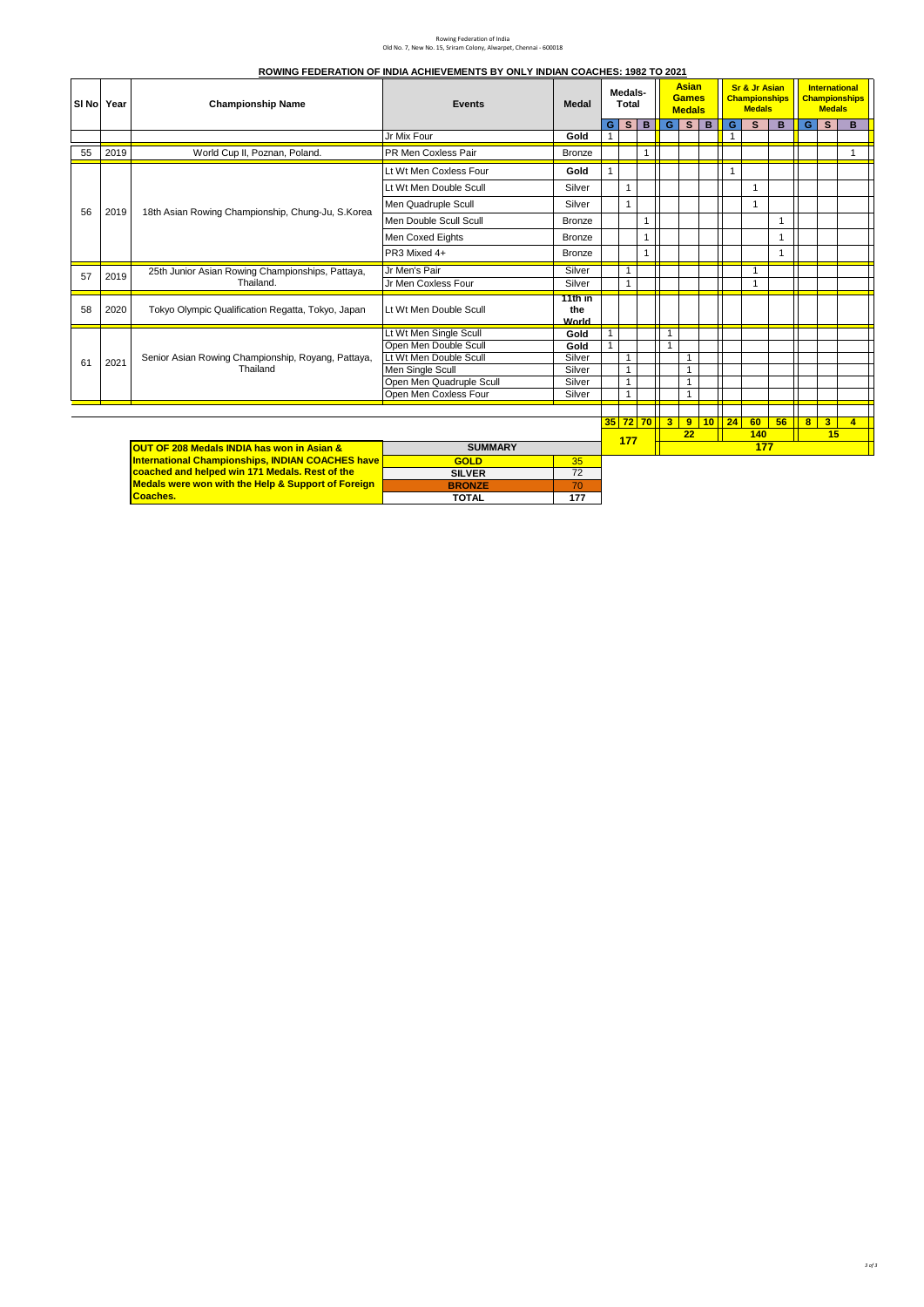Rowing Federation of India
Old No. 7, New No. 15, Sriram Colony, Alwarpet, Chennai - 600018

## ROWING FEDERATION OF INDIA ACHIEVEMENTS BY ONLY INDIAN COACHES: 1982 TO 2021

| Sl No | Year | Championship Name | Events | Medal | Medals-Total | | | Asian Games Medals | | | Sr & Jr Asian Championships Medals | | | International Championships Medals | | |
|---|---|---|---|---|---|---|---|---|---|---|---|---|---|---|---|---|
| | | | | | G | S | B | G | S | B | G | S | B | G | S | B |
| | | | Jr Mix Four | Gold | 1 | | | | | | 1 | | | | | |
| 55 | 2019 | World Cup II, Poznan, Poland. | PR Men Coxless Pair | Bronze | | | 1 | | | | | | | | | 1 |
| 56 | 2019 | 18th Asian Rowing Championship, Chung-Ju, S.Korea | Lt Wt Men Coxless Four | Gold | 1 | | | | | | 1 | | | | | |
| | | | Lt Wt Men Double Scull | Silver | | 1 | | | | | | 1 | | | | |
| | | | Men Quadruple Scull | Silver | | 1 | | | | | | 1 | | | | |
| | | | Men Double Scull Scull | Bronze | | | 1 | | | | | | 1 | | | |
| | | | Men Coxed Eights | Bronze | | | 1 | | | | | | 1 | | | |
| | | | PR3 Mixed 4+ | Bronze | | | 1 | | | | | | 1 | | | |
| 57 | 2019 | 25th Junior Asian Rowing Championships, Pattaya, Thailand. | Jr Men's Pair | Silver | | 1 | | | | | | 1 | | | | |
| | | | Jr Men Coxless Four | Silver | | 1 | | | | | | 1 | | | | |
| 58 | 2020 | Tokyo Olympic Qualification Regatta, Tokyo, Japan | Lt Wt Men Double Scull | 11th in the World | | | | | | | | | | | | |
| 61 | 2021 | Senior Asian Rowing Championship, Royang, Pattaya, Thailand | Lt Wt Men Single Scull | Gold | 1 | | | 1 | | | | | | | | |
| | | | Open Men Double Scull | Gold | 1 | | | 1 | | | | | | | | |
| | | | Lt Wt Men Double Scull | Silver | | 1 | | | 1 | | | | | | | |
| | | | Men Single Scull | Silver | | 1 | | | 1 | | | | | | | |
| | | | Open Men Quadruple Scull | Silver | | 1 | | | 1 | | | | | | | |
| | | | Open Men Coxless Four | Silver | | 1 | | | 1 | | | | | | | |
| | | | | | 35 | 72 | 70 | 3 | 9 | 10 | 24 | 60 | 56 | 8 | 3 | 4 |
| | | | | | 177 | | | 22 | | | 140 | | | 15 | | |
| | | | | | | | | 177 | | | | | | | | |

| **OUT OF 208 Medals INDIA has won in Asian & International Championships, INDIAN COACHES have coached and helped win 171 Medals. Rest of the Medals were won with the Help & Support of Foreign Coaches.** | SUMMARY | |
|---|---|---|
| | GOLD | 35 |
| | SILVER | 72 |
| | BRONZE | 70 |
| | TOTAL | 177 |